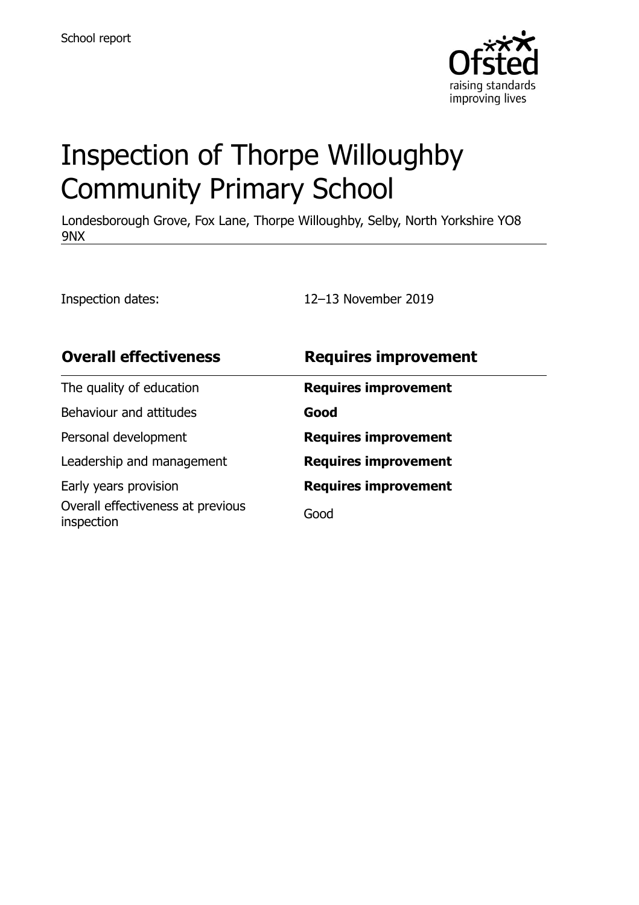School report

# Inspection of Thorpe Willoughby Community Primary School

Londesborough Grove, Fox Lane, Thorpe Willoughby, Selby, North Yorkshire YO8 9NX

Inspection dates: 12–13 November 2019

| **Overall effectiveness** | **Requires improvement** |
| --- | --- |
| The quality of education | **Requires improvement** |
| Behaviour and attitudes | **Good** |
| Personal development | **Requires improvement** |
| Leadership and management | **Requires improvement** |
| Early years provision | **Requires improvement** |
| Overall effectiveness at previous inspection | Good |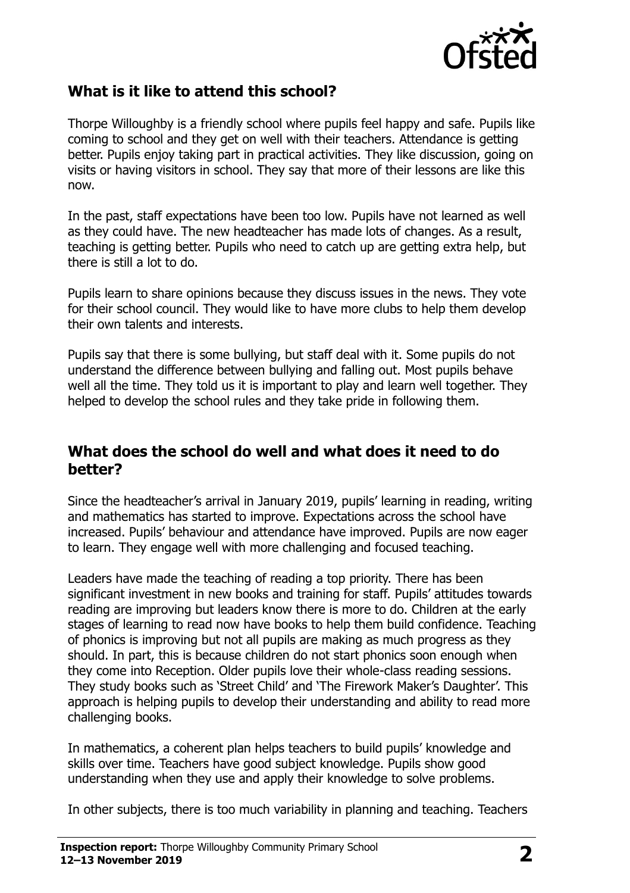## What is it like to attend this school?

Thorpe Willoughby is a friendly school where pupils feel happy and safe. Pupils like coming to school and they get on well with their teachers. Attendance is getting better. Pupils enjoy taking part in practical activities. They like discussion, going on visits or having visitors in school. They say that more of their lessons are like this now.

In the past, staff expectations have been too low. Pupils have not learned as well as they could have. The new headteacher has made lots of changes. As a result, teaching is getting better. Pupils who need to catch up are getting extra help, but there is still a lot to do.

Pupils learn to share opinions because they discuss issues in the news. They vote for their school council. They would like to have more clubs to help them develop their own talents and interests.

Pupils say that there is some bullying, but staff deal with it. Some pupils do not understand the difference between bullying and falling out. Most pupils behave well all the time. They told us it is important to play and learn well together. They helped to develop the school rules and they take pride in following them.

## What does the school do well and what does it need to do better?

Since the headteacher's arrival in January 2019, pupils' learning in reading, writing and mathematics has started to improve. Expectations across the school have increased. Pupils' behaviour and attendance have improved. Pupils are now eager to learn. They engage well with more challenging and focused teaching.

Leaders have made the teaching of reading a top priority. There has been significant investment in new books and training for staff. Pupils' attitudes towards reading are improving but leaders know there is more to do. Children at the early stages of learning to read now have books to help them build confidence. Teaching of phonics is improving but not all pupils are making as much progress as they should. In part, this is because children do not start phonics soon enough when they come into Reception. Older pupils love their whole-class reading sessions. They study books such as 'Street Child' and 'The Firework Maker's Daughter'. This approach is helping pupils to develop their understanding and ability to read more challenging books.

In mathematics, a coherent plan helps teachers to build pupils' knowledge and skills over time. Teachers have good subject knowledge. Pupils show good understanding when they use and apply their knowledge to solve problems.

In other subjects, there is too much variability in planning and teaching. Teachers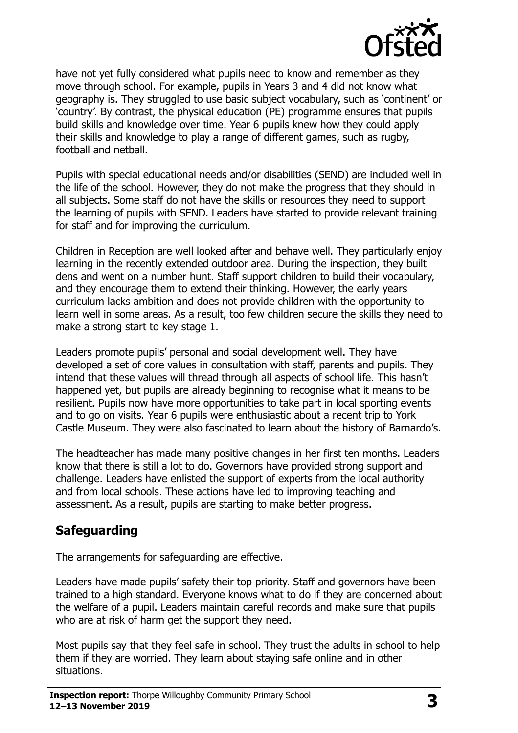have not yet fully considered what pupils need to know and remember as they move through school. For example, pupils in Years 3 and 4 did not know what geography is. They struggled to use basic subject vocabulary, such as 'continent' or 'country'. By contrast, the physical education (PE) programme ensures that pupils build skills and knowledge over time. Year 6 pupils knew how they could apply their skills and knowledge to play a range of different games, such as rugby, football and netball.

Pupils with special educational needs and/or disabilities (SEND) are included well in the life of the school. However, they do not make the progress that they should in all subjects. Some staff do not have the skills or resources they need to support the learning of pupils with SEND. Leaders have started to provide relevant training for staff and for improving the curriculum.

Children in Reception are well looked after and behave well. They particularly enjoy learning in the recently extended outdoor area. During the inspection, they built dens and went on a number hunt. Staff support children to build their vocabulary, and they encourage them to extend their thinking. However, the early years curriculum lacks ambition and does not provide children with the opportunity to learn well in some areas. As a result, too few children secure the skills they need to make a strong start to key stage 1.

Leaders promote pupils' personal and social development well. They have developed a set of core values in consultation with staff, parents and pupils. They intend that these values will thread through all aspects of school life. This hasn't happened yet, but pupils are already beginning to recognise what it means to be resilient. Pupils now have more opportunities to take part in local sporting events and to go on visits. Year 6 pupils were enthusiastic about a recent trip to York Castle Museum. They were also fascinated to learn about the history of Barnardo's.

The headteacher has made many positive changes in her first ten months. Leaders know that there is still a lot to do. Governors have provided strong support and challenge. Leaders have enlisted the support of experts from the local authority and from local schools. These actions have led to improving teaching and assessment. As a result, pupils are starting to make better progress.

## Safeguarding

The arrangements for safeguarding are effective.

Leaders have made pupils' safety their top priority. Staff and governors have been trained to a high standard. Everyone knows what to do if they are concerned about the welfare of a pupil. Leaders maintain careful records and make sure that pupils who are at risk of harm get the support they need.

Most pupils say that they feel safe in school. They trust the adults in school to help them if they are worried. They learn about staying safe online and in other situations.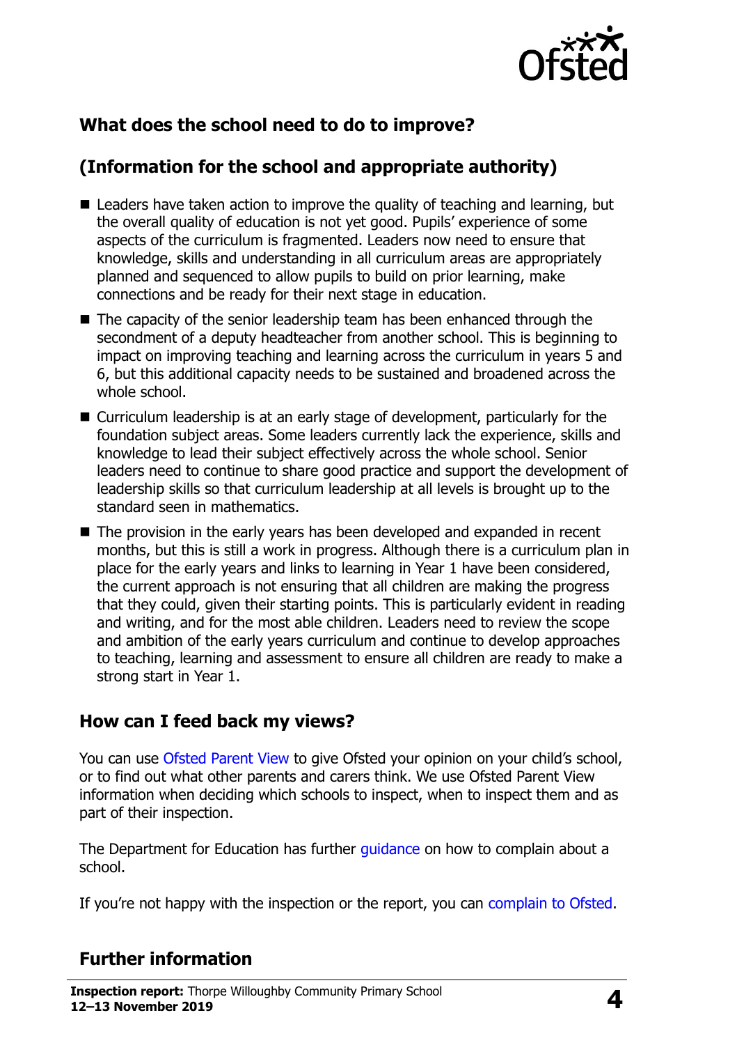## What does the school need to do to improve?

## (Information for the school and appropriate authority)

- Leaders have taken action to improve the quality of teaching and learning, but the overall quality of education is not yet good. Pupils' experience of some aspects of the curriculum is fragmented. Leaders now need to ensure that knowledge, skills and understanding in all curriculum areas are appropriately planned and sequenced to allow pupils to build on prior learning, make connections and be ready for their next stage in education.
- The capacity of the senior leadership team has been enhanced through the secondment of a deputy headteacher from another school. This is beginning to impact on improving teaching and learning across the curriculum in years 5 and 6, but this additional capacity needs to be sustained and broadened across the whole school.
- Curriculum leadership is at an early stage of development, particularly for the foundation subject areas. Some leaders currently lack the experience, skills and knowledge to lead their subject effectively across the whole school. Senior leaders need to continue to share good practice and support the development of leadership skills so that curriculum leadership at all levels is brought up to the standard seen in mathematics.
- The provision in the early years has been developed and expanded in recent months, but this is still a work in progress. Although there is a curriculum plan in place for the early years and links to learning in Year 1 have been considered, the current approach is not ensuring that all children are making the progress that they could, given their starting points. This is particularly evident in reading and writing, and for the most able children. Leaders need to review the scope and ambition of the early years curriculum and continue to develop approaches to teaching, learning and assessment to ensure all children are ready to make a strong start in Year 1.

## How can I feed back my views?

You can use Ofsted Parent View to give Ofsted your opinion on your child's school, or to find out what other parents and carers think. We use Ofsted Parent View information when deciding which schools to inspect, when to inspect them and as part of their inspection.

The Department for Education has further guidance on how to complain about a school.

If you're not happy with the inspection or the report, you can complain to Ofsted.

## Further information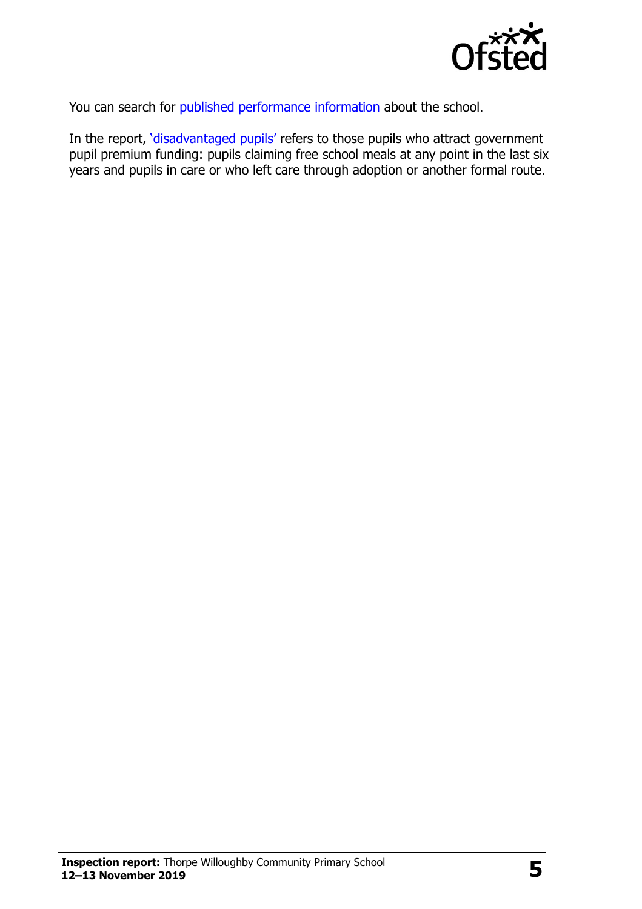You can search for published performance information about the school.

In the report, 'disadvantaged pupils' refers to those pupils who attract government pupil premium funding: pupils claiming free school meals at any point in the last six years and pupils in care or who left care through adoption or another formal route.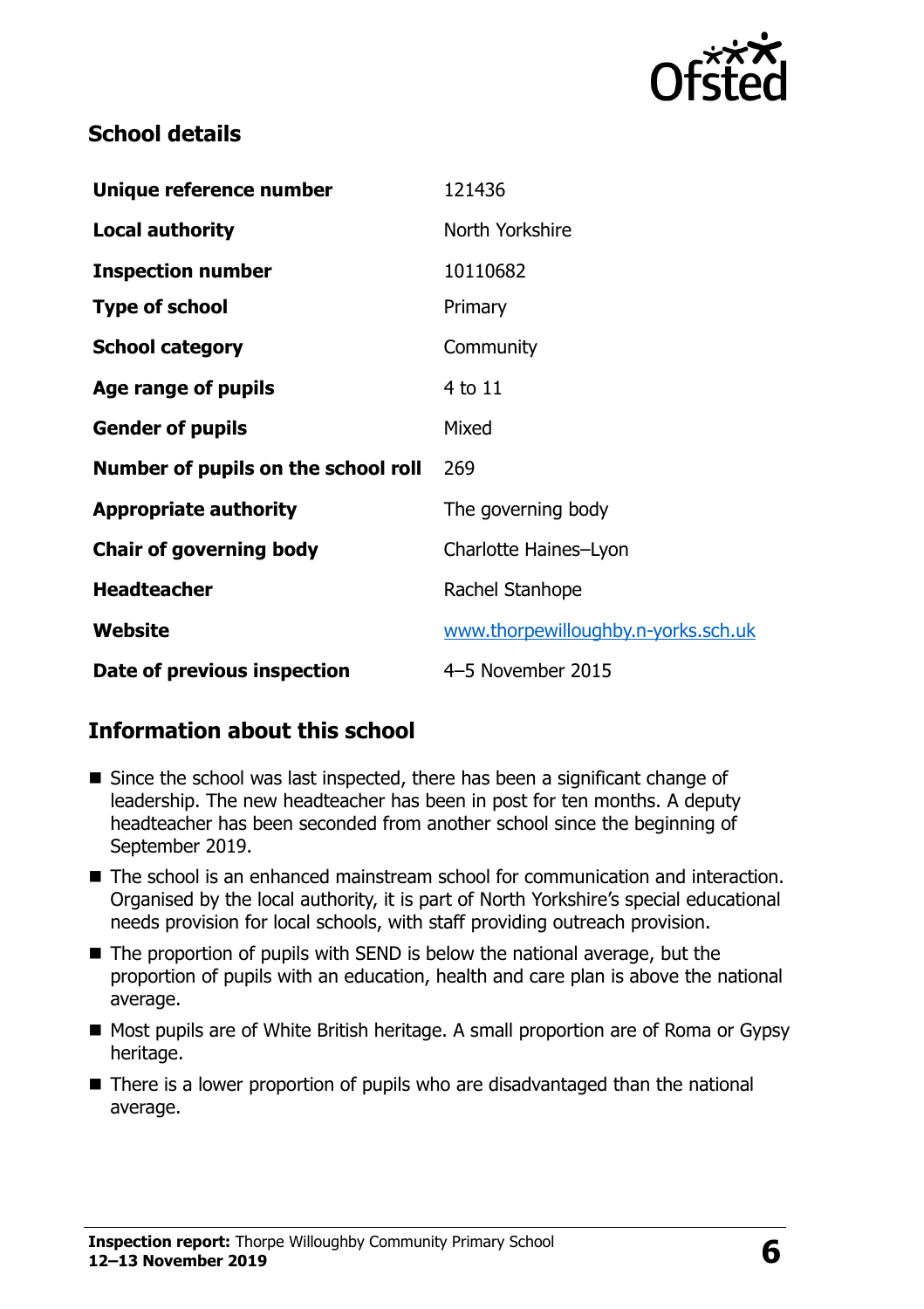## School details

| | |
|---|---|
| **Unique reference number** | 121436 |
| **Local authority** | North Yorkshire |
| **Inspection number** | 10110682 |
| **Type of school** | Primary |
| **School category** | Community |
| **Age range of pupils** | 4 to 11 |
| **Gender of pupils** | Mixed |
| **Number of pupils on the school roll** | 269 |
| **Appropriate authority** | The governing body |
| **Chair of governing body** | Charlotte Haines–Lyon |
| **Headteacher** | Rachel Stanhope |
| **Website** | www.thorpewilloughby.n-yorks.sch.uk |
| **Date of previous inspection** | 4–5 November 2015 |

## Information about this school

- Since the school was last inspected, there has been a significant change of leadership. The new headteacher has been in post for ten months. A deputy headteacher has been seconded from another school since the beginning of September 2019.
- The school is an enhanced mainstream school for communication and interaction. Organised by the local authority, it is part of North Yorkshire's special educational needs provision for local schools, with staff providing outreach provision.
- The proportion of pupils with SEND is below the national average, but the proportion of pupils with an education, health and care plan is above the national average.
- Most pupils are of White British heritage. A small proportion are of Roma or Gypsy heritage.
- There is a lower proportion of pupils who are disadvantaged than the national average.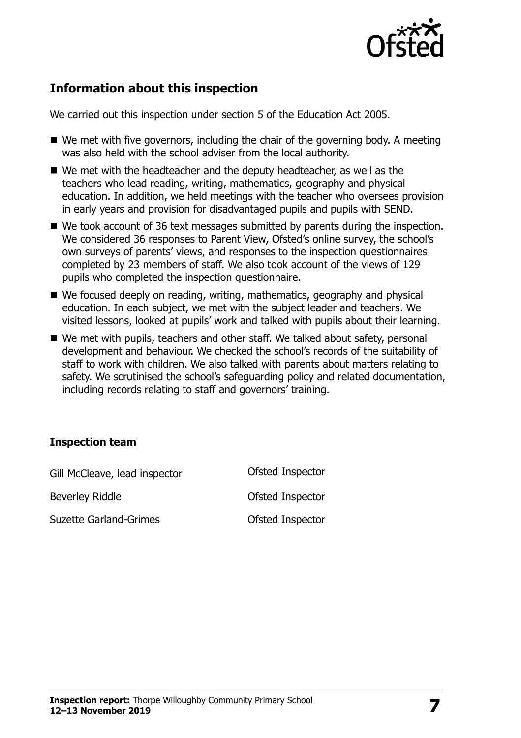## Information about this inspection

We carried out this inspection under section 5 of the Education Act 2005.

- We met with five governors, including the chair of the governing body. A meeting was also held with the school adviser from the local authority.
- We met with the headteacher and the deputy headteacher, as well as the teachers who lead reading, writing, mathematics, geography and physical education. In addition, we held meetings with the teacher who oversees provision in early years and provision for disadvantaged pupils and pupils with SEND.
- We took account of 36 text messages submitted by parents during the inspection. We considered 36 responses to Parent View, Ofsted's online survey, the school's own surveys of parents' views, and responses to the inspection questionnaires completed by 23 members of staff. We also took account of the views of 129 pupils who completed the inspection questionnaire.
- We focused deeply on reading, writing, mathematics, geography and physical education. In each subject, we met with the subject leader and teachers. We visited lessons, looked at pupils' work and talked with pupils about their learning.
- We met with pupils, teachers and other staff. We talked about safety, personal development and behaviour. We checked the school's records of the suitability of staff to work with children. We also talked with parents about matters relating to safety. We scrutinised the school's safeguarding policy and related documentation, including records relating to staff and governors' training.

### Inspection team

| | |
|---|---|
| Gill McCleave, lead inspector | Ofsted Inspector |
| Beverley Riddle | Ofsted Inspector |
| Suzette Garland-Grimes | Ofsted Inspector |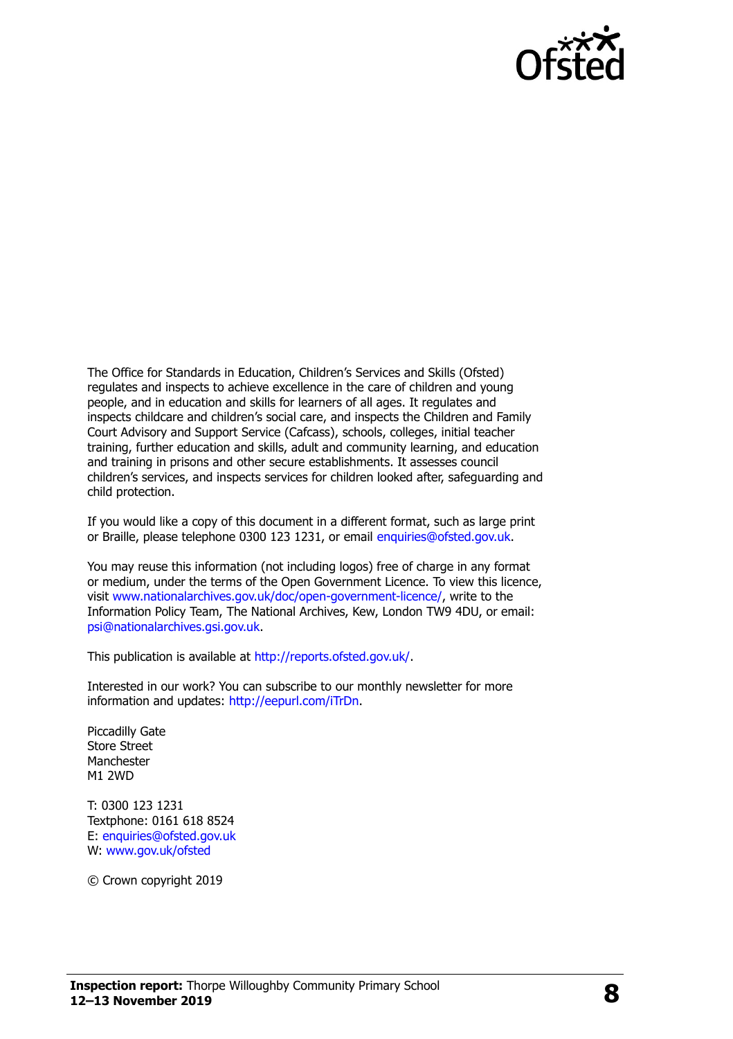The Office for Standards in Education, Children's Services and Skills (Ofsted) regulates and inspects to achieve excellence in the care of children and young people, and in education and skills for learners of all ages. It regulates and inspects childcare and children's social care, and inspects the Children and Family Court Advisory and Support Service (Cafcass), schools, colleges, initial teacher training, further education and skills, adult and community learning, and education and training in prisons and other secure establishments. It assesses council children's services, and inspects services for children looked after, safeguarding and child protection.

If you would like a copy of this document in a different format, such as large print or Braille, please telephone 0300 123 1231, or email enquiries@ofsted.gov.uk.

You may reuse this information (not including logos) free of charge in any format or medium, under the terms of the Open Government Licence. To view this licence, visit www.nationalarchives.gov.uk/doc/open-government-licence/, write to the Information Policy Team, The National Archives, Kew, London TW9 4DU, or email: psi@nationalarchives.gsi.gov.uk.

This publication is available at http://reports.ofsted.gov.uk/.

Interested in our work? You can subscribe to our monthly newsletter for more information and updates: http://eepurl.com/iTrDn.

Piccadilly Gate
Store Street
Manchester
M1 2WD

T: 0300 123 1231
Textphone: 0161 618 8524
E: enquiries@ofsted.gov.uk
W: www.gov.uk/ofsted

© Crown copyright 2019